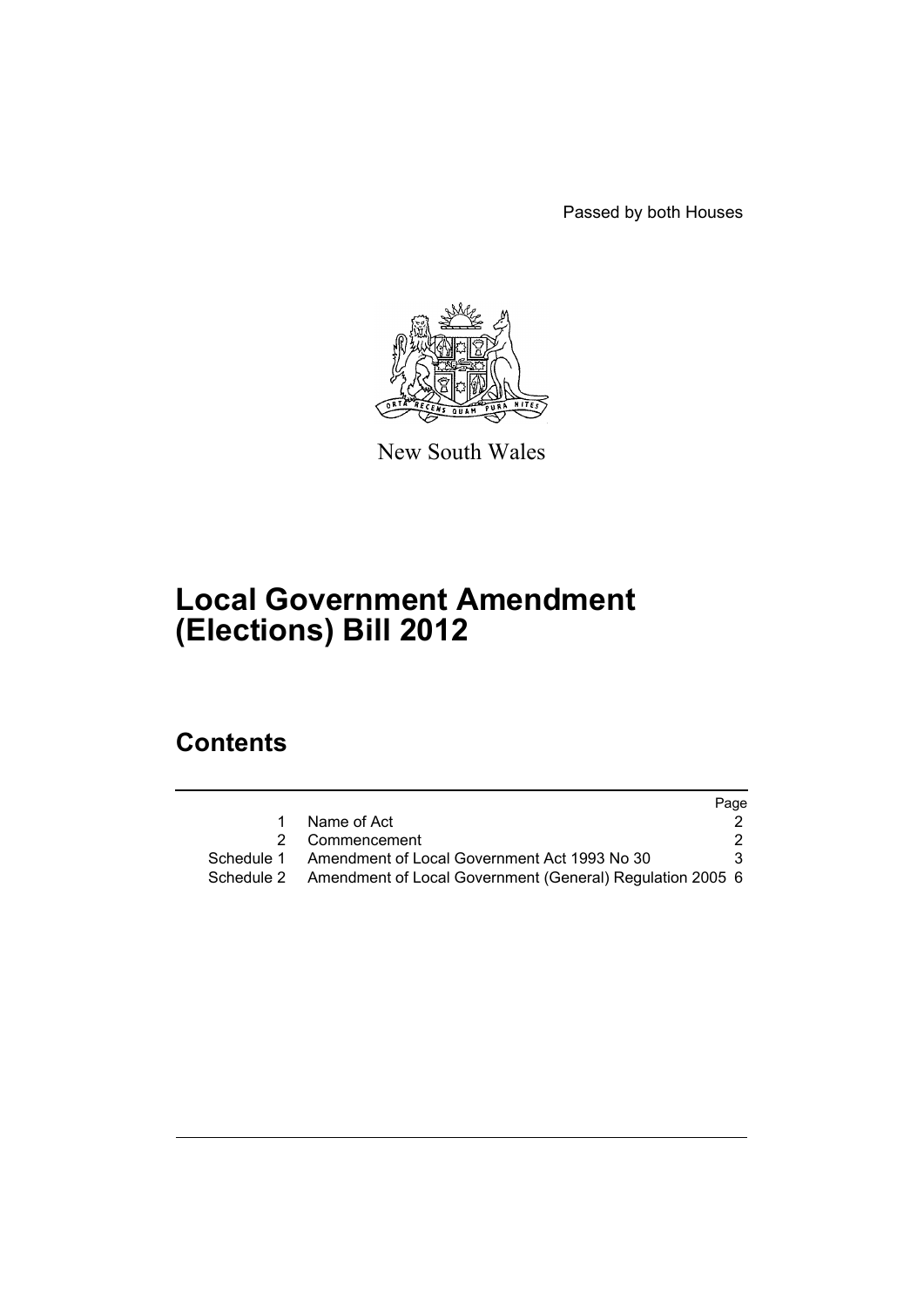Passed by both Houses

New South Wales

# Local Government Amendment (Elections) Bill 2012

## Contents

| | | Page |
|---|---|---|
| 1 | Name of Act | 2 |
| 2 | Commencement | 2 |
| Schedule 1 | Amendment of Local Government Act 1993 No 30 | 3 |
| Schedule 2 | Amendment of Local Government (General) Regulation 2005 | 6 |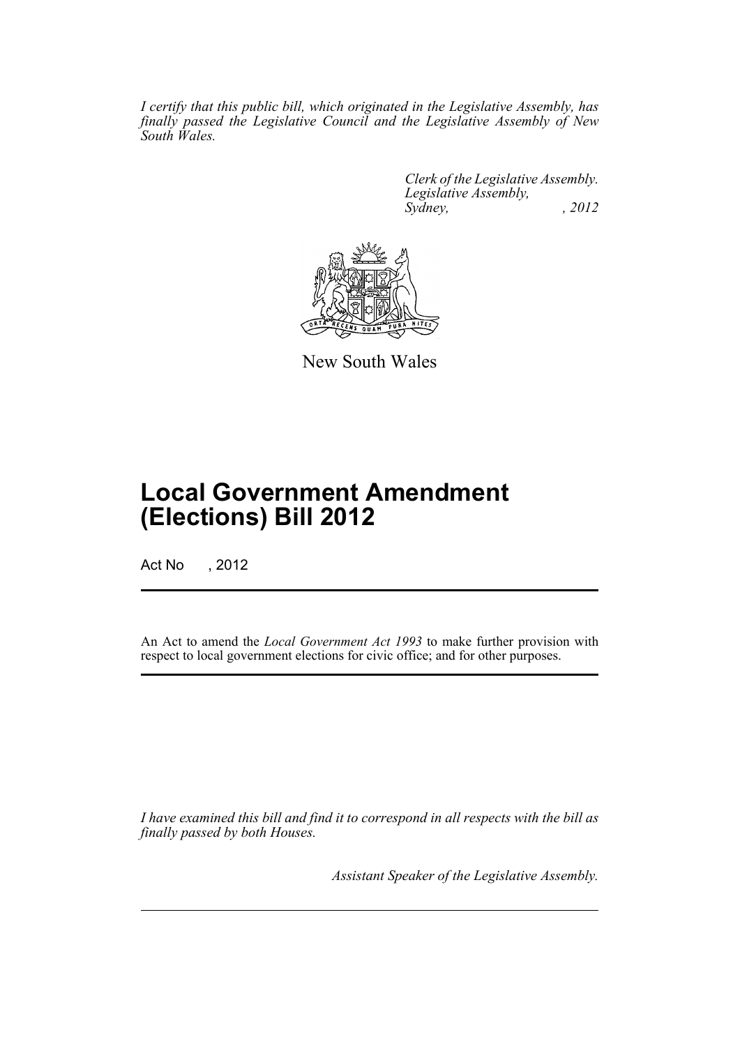*I certify that this public bill, which originated in the Legislative Assembly, has finally passed the Legislative Council and the Legislative Assembly of New South Wales.*

*Clerk of the Legislative Assembly.*
*Legislative Assembly,*
*Sydney, , 2012*

New South Wales

# Local Government Amendment (Elections) Bill 2012

Act No , 2012

An Act to amend the *Local Government Act 1993* to make further provision with respect to local government elections for civic office; and for other purposes.

*I have examined this bill and find it to correspond in all respects with the bill as finally passed by both Houses.*

*Assistant Speaker of the Legislative Assembly.*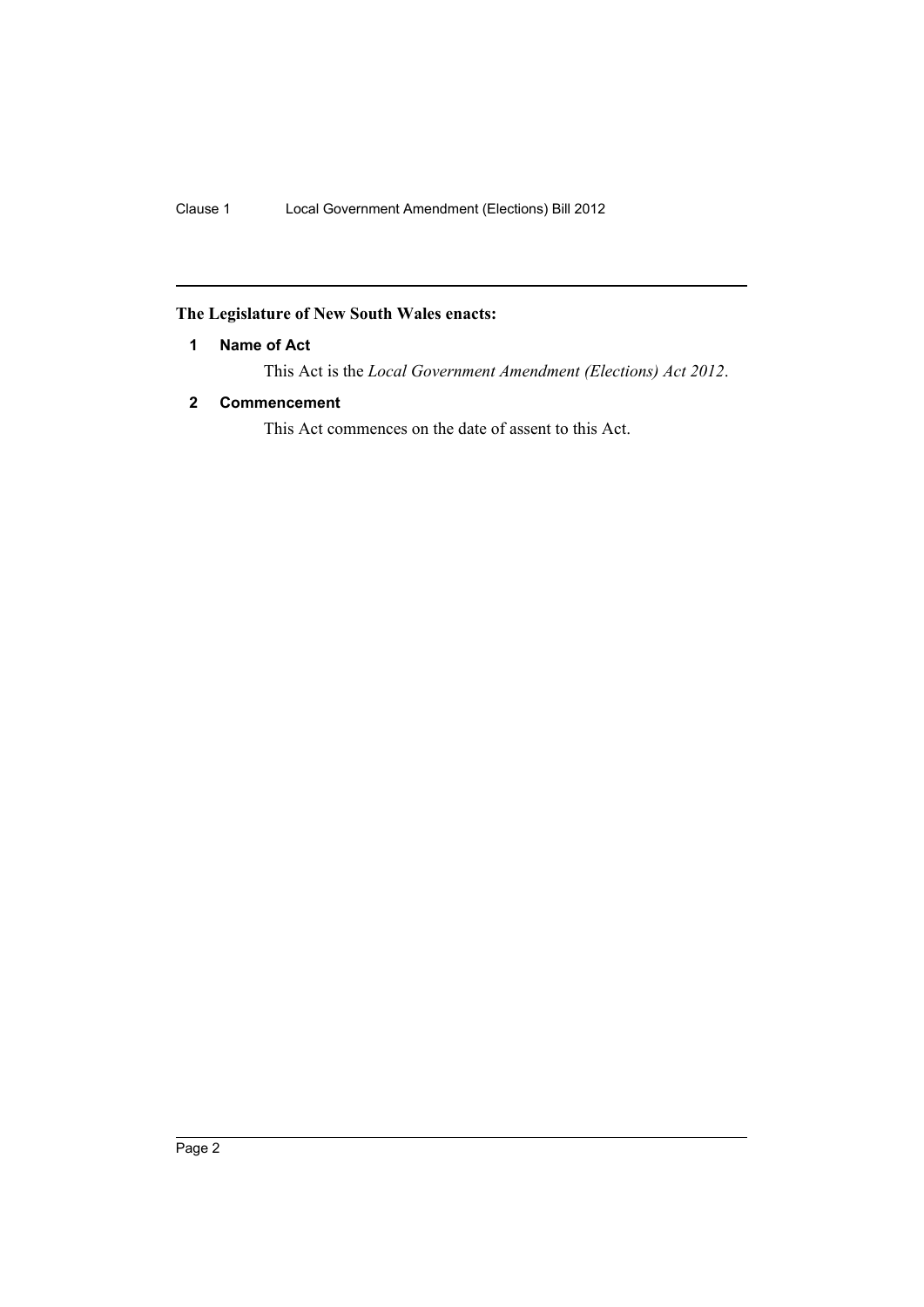**The Legislature of New South Wales enacts:**

### 1 Name of Act

This Act is the *Local Government Amendment (Elections) Act 2012*.

### 2 Commencement

This Act commences on the date of assent to this Act.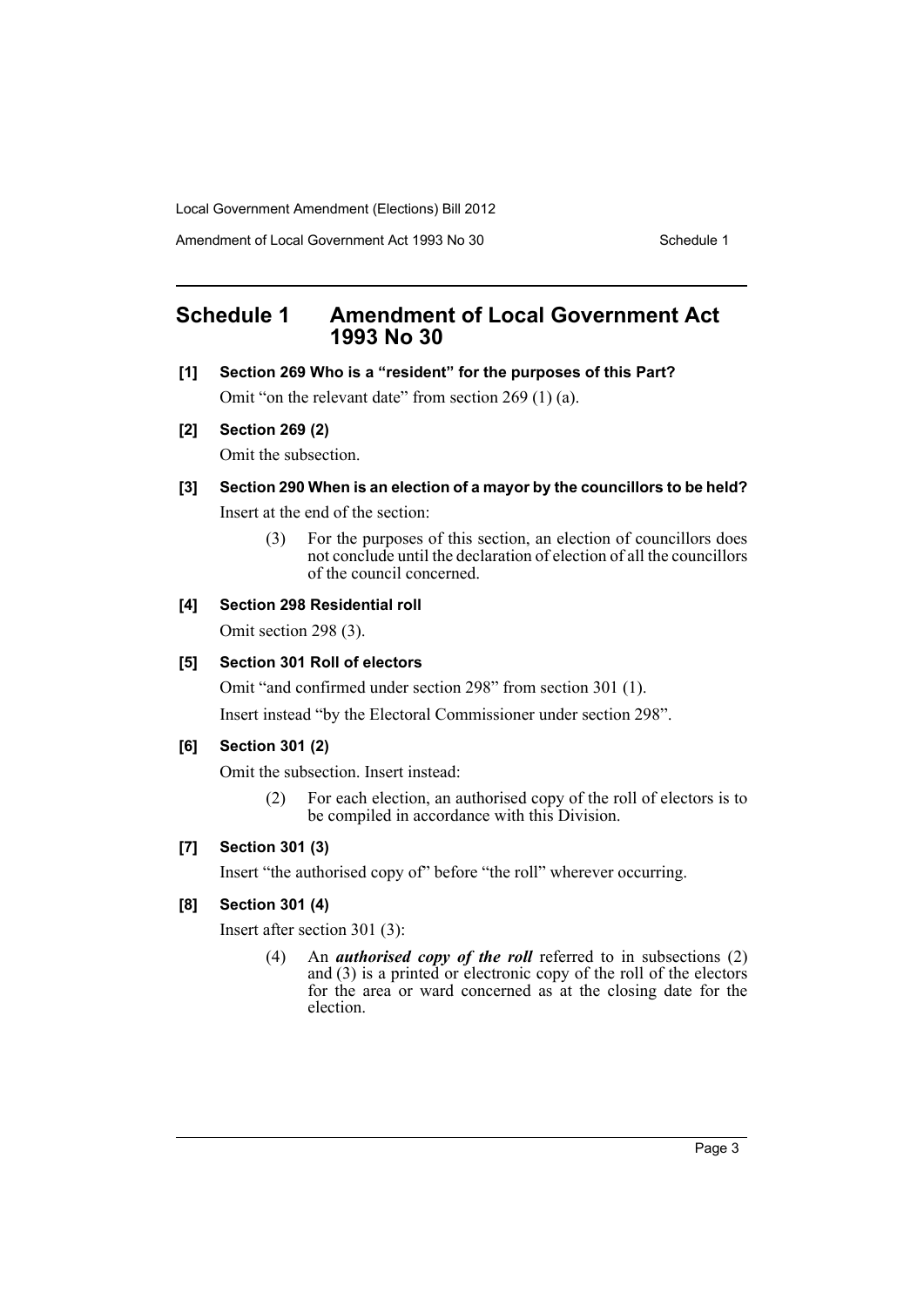# Schedule 1 Amendment of Local Government Act 1993 No 30

**[1] Section 269 Who is a "resident" for the purposes of this Part?**

Omit "on the relevant date" from section 269 (1) (a).

**[2] Section 269 (2)**

Omit the subsection.

**[3] Section 290 When is an election of a mayor by the councillors to be held?**

Insert at the end of the section:

> (3) For the purposes of this section, an election of councillors does not conclude until the declaration of election of all the councillors of the council concerned.

**[4] Section 298 Residential roll**

Omit section 298 (3).

**[5] Section 301 Roll of electors**

Omit "and confirmed under section 298" from section 301 (1).

Insert instead "by the Electoral Commissioner under section 298".

**[6] Section 301 (2)**

Omit the subsection. Insert instead:

> (2) For each election, an authorised copy of the roll of electors is to be compiled in accordance with this Division.

**[7] Section 301 (3)**

Insert "the authorised copy of" before "the roll" wherever occurring.

**[8] Section 301 (4)**

Insert after section 301 (3):

> (4) An ***authorised copy of the roll*** referred to in subsections (2) and (3) is a printed or electronic copy of the roll of the electors for the area or ward concerned as at the closing date for the election.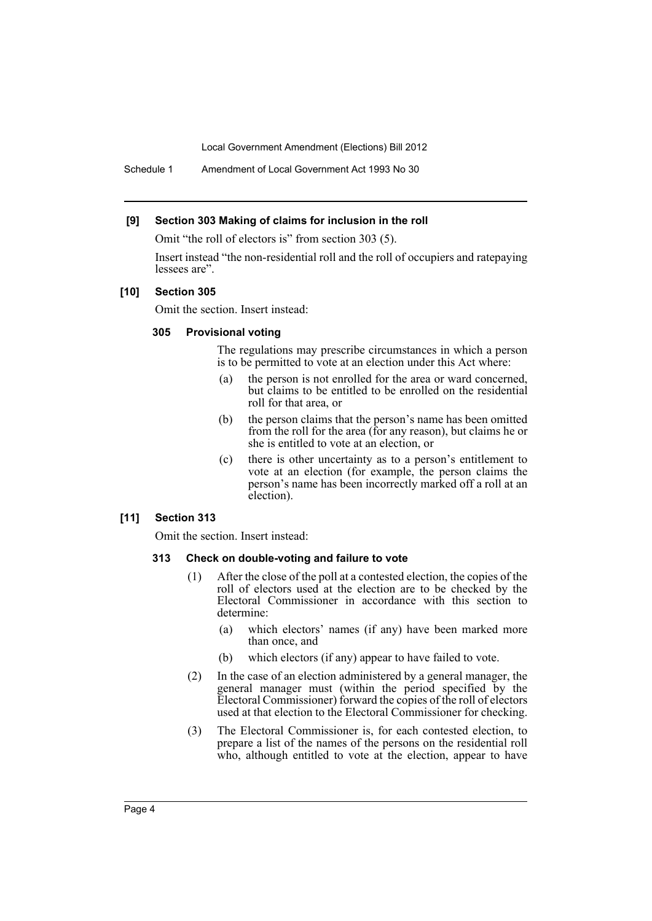### [9] Section 303 Making of claims for inclusion in the roll

Omit "the roll of electors is" from section 303 (5).

Insert instead "the non-residential roll and the roll of occupiers and ratepaying lessees are".

### [10] Section 305

Omit the section. Insert instead:

#### 305 Provisional voting

The regulations may prescribe circumstances in which a person is to be permitted to vote at an election under this Act where:

- (a) the person is not enrolled for the area or ward concerned, but claims to be entitled to be enrolled on the residential roll for that area, or
- (b) the person claims that the person's name has been omitted from the roll for the area (for any reason), but claims he or she is entitled to vote at an election, or
- (c) there is other uncertainty as to a person's entitlement to vote at an election (for example, the person claims the person's name has been incorrectly marked off a roll at an election).

### [11] Section 313

Omit the section. Insert instead:

#### 313 Check on double-voting and failure to vote

(1) After the close of the poll at a contested election, the copies of the roll of electors used at the election are to be checked by the Electoral Commissioner in accordance with this section to determine:

- (a) which electors' names (if any) have been marked more than once, and
- (b) which electors (if any) appear to have failed to vote.

(2) In the case of an election administered by a general manager, the general manager must (within the period specified by the Electoral Commissioner) forward the copies of the roll of electors used at that election to the Electoral Commissioner for checking.

(3) The Electoral Commissioner is, for each contested election, to prepare a list of the names of the persons on the residential roll who, although entitled to vote at the election, appear to have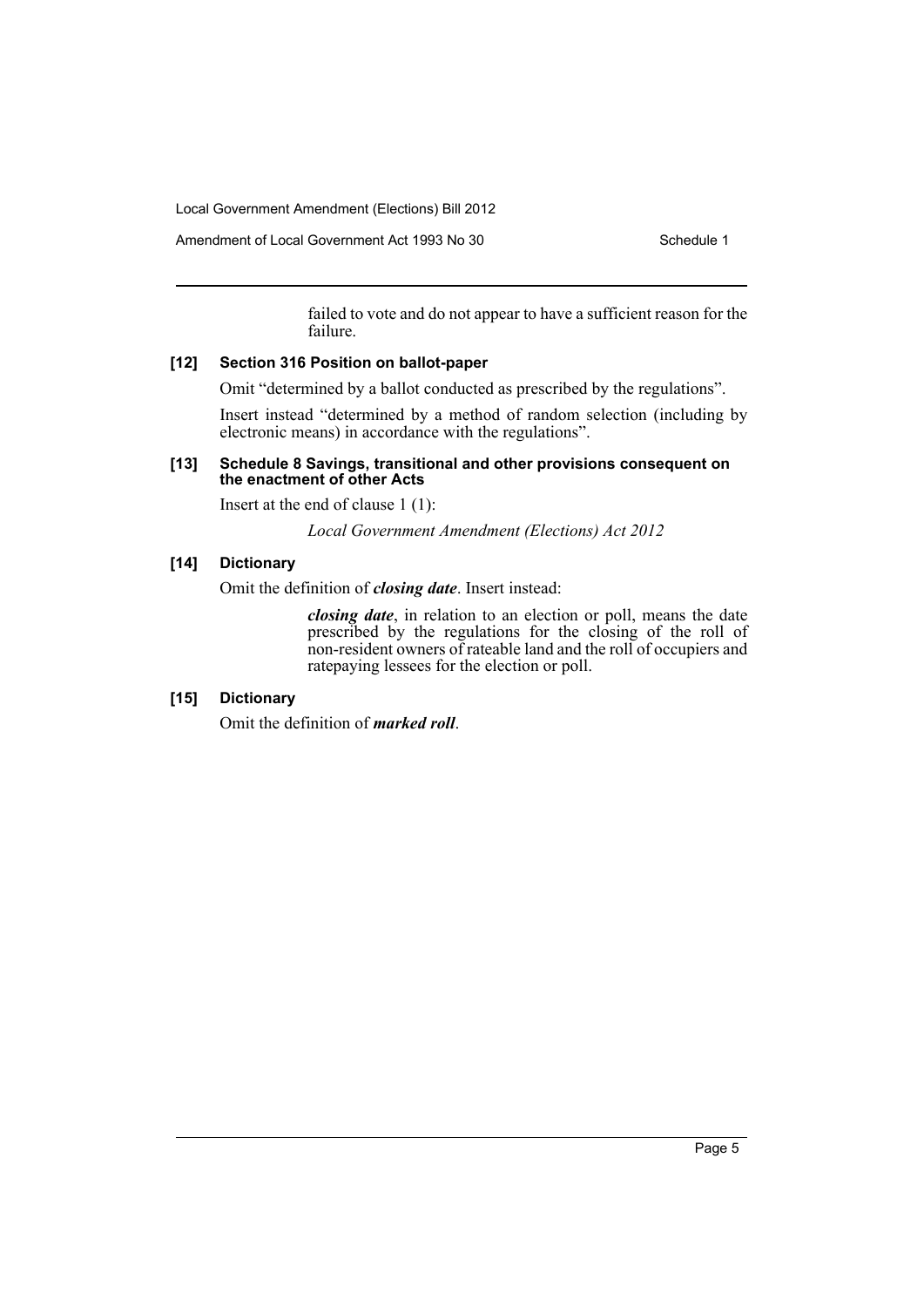failed to vote and do not appear to have a sufficient reason for the failure.

### [12] Section 316 Position on ballot-paper

Omit "determined by a ballot conducted as prescribed by the regulations".

Insert instead "determined by a method of random selection (including by electronic means) in accordance with the regulations".

### [13] Schedule 8 Savings, transitional and other provisions consequent on the enactment of other Acts

Insert at the end of clause 1 (1):

*Local Government Amendment (Elections) Act 2012*

### [14] Dictionary

Omit the definition of ***closing date***. Insert instead:

> ***closing date***, in relation to an election or poll, means the date prescribed by the regulations for the closing of the roll of non-resident owners of rateable land and the roll of occupiers and ratepaying lessees for the election or poll.

### [15] Dictionary

Omit the definition of ***marked roll***.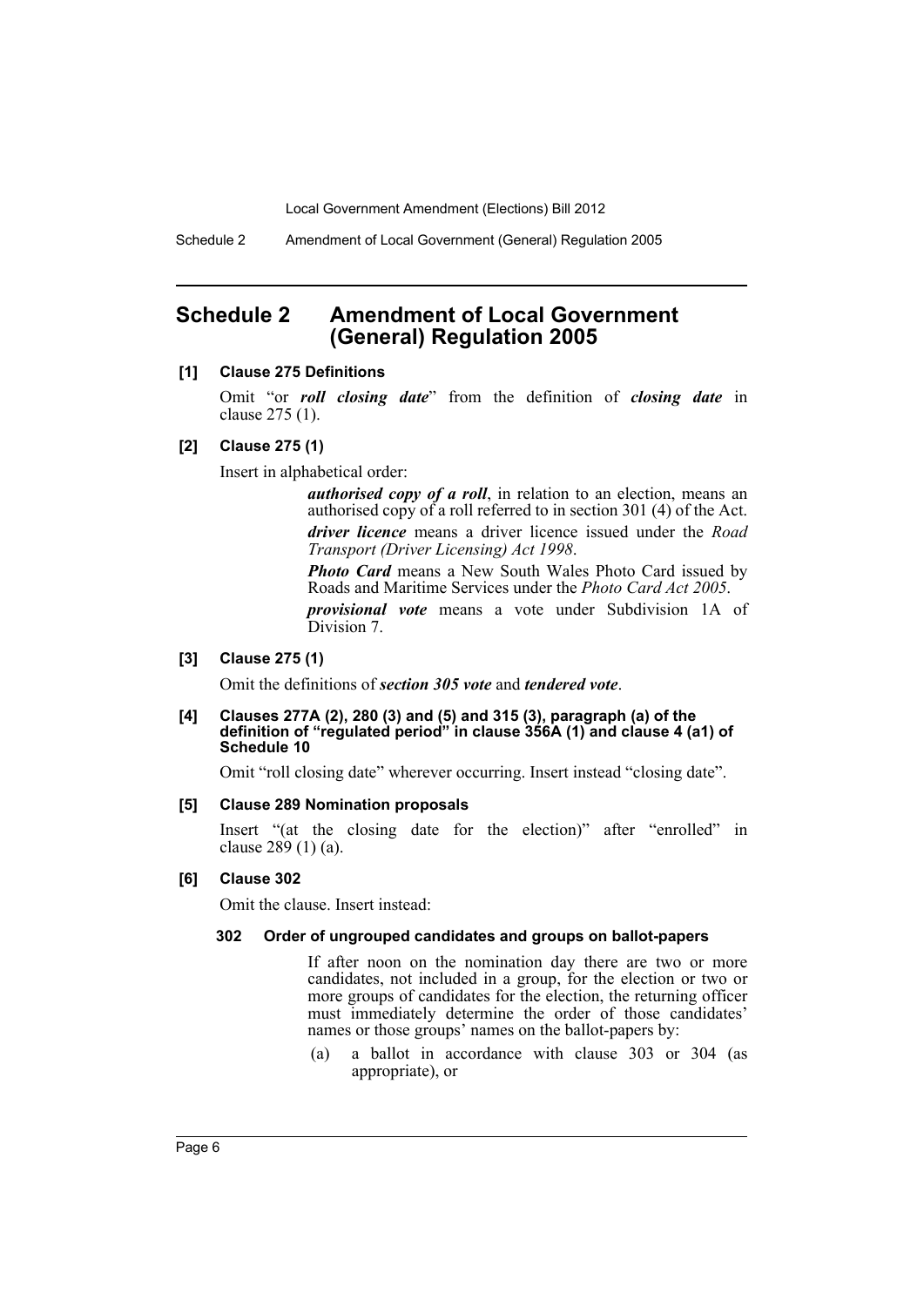## Schedule 2 Amendment of Local Government (General) Regulation 2005

**[1] Clause 275 Definitions**

Omit "or ***roll closing date***" from the definition of ***closing date*** in clause 275 (1).

**[2] Clause 275 (1)**

Insert in alphabetical order:

> ***authorised copy of a roll***, in relation to an election, means an authorised copy of a roll referred to in section 301 (4) of the Act.
>
> ***driver licence*** means a driver licence issued under the *Road Transport (Driver Licensing) Act 1998*.
>
> ***Photo Card*** means a New South Wales Photo Card issued by Roads and Maritime Services under the *Photo Card Act 2005*.
>
> ***provisional vote*** means a vote under Subdivision 1A of Division 7.

**[3] Clause 275 (1)**

Omit the definitions of ***section 305 vote*** and ***tendered vote***.

**[4] Clauses 277A (2), 280 (3) and (5) and 315 (3), paragraph (a) of the definition of "regulated period" in clause 356A (1) and clause 4 (a1) of Schedule 10**

Omit "roll closing date" wherever occurring. Insert instead "closing date".

**[5] Clause 289 Nomination proposals**

Insert "(at the closing date for the election)" after "enrolled" in clause 289 (1) (a).

**[6] Clause 302**

Omit the clause. Insert instead:

**302 Order of ungrouped candidates and groups on ballot-papers**

If after noon on the nomination day there are two or more candidates, not included in a group, for the election or two or more groups of candidates for the election, the returning officer must immediately determine the order of those candidates' names or those groups' names on the ballot-papers by:

(a) a ballot in accordance with clause 303 or 304 (as appropriate), or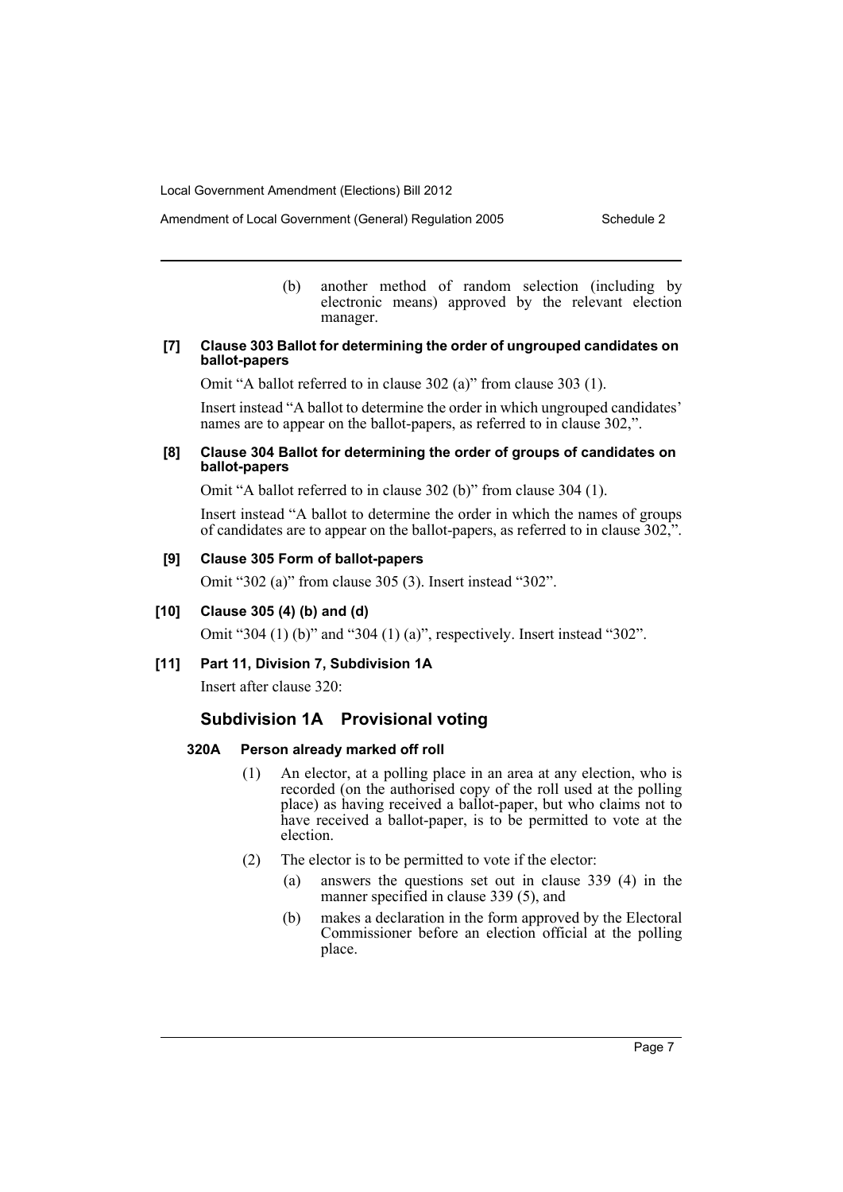(b) another method of random selection (including by electronic means) approved by the relevant election manager.

**[7] Clause 303 Ballot for determining the order of ungrouped candidates on ballot-papers**

Omit "A ballot referred to in clause 302 (a)" from clause 303 (1).

Insert instead "A ballot to determine the order in which ungrouped candidates' names are to appear on the ballot-papers, as referred to in clause 302,".

**[8] Clause 304 Ballot for determining the order of groups of candidates on ballot-papers**

Omit "A ballot referred to in clause 302 (b)" from clause 304 (1).

Insert instead "A ballot to determine the order in which the names of groups of candidates are to appear on the ballot-papers, as referred to in clause 302,".

**[9] Clause 305 Form of ballot-papers**

Omit "302 (a)" from clause 305 (3). Insert instead "302".

**[10] Clause 305 (4) (b) and (d)**

Omit "304 (1) (b)" and "304 (1) (a)", respectively. Insert instead "302".

**[11] Part 11, Division 7, Subdivision 1A**

Insert after clause 320:

## Subdivision 1A Provisional voting

**320A Person already marked off roll**

(1) An elector, at a polling place in an area at any election, who is recorded (on the authorised copy of the roll used at the polling place) as having received a ballot-paper, but who claims not to have received a ballot-paper, is to be permitted to vote at the election.

(2) The elector is to be permitted to vote if the elector:

(a) answers the questions set out in clause 339 (4) in the manner specified in clause 339 (5), and

(b) makes a declaration in the form approved by the Electoral Commissioner before an election official at the polling place.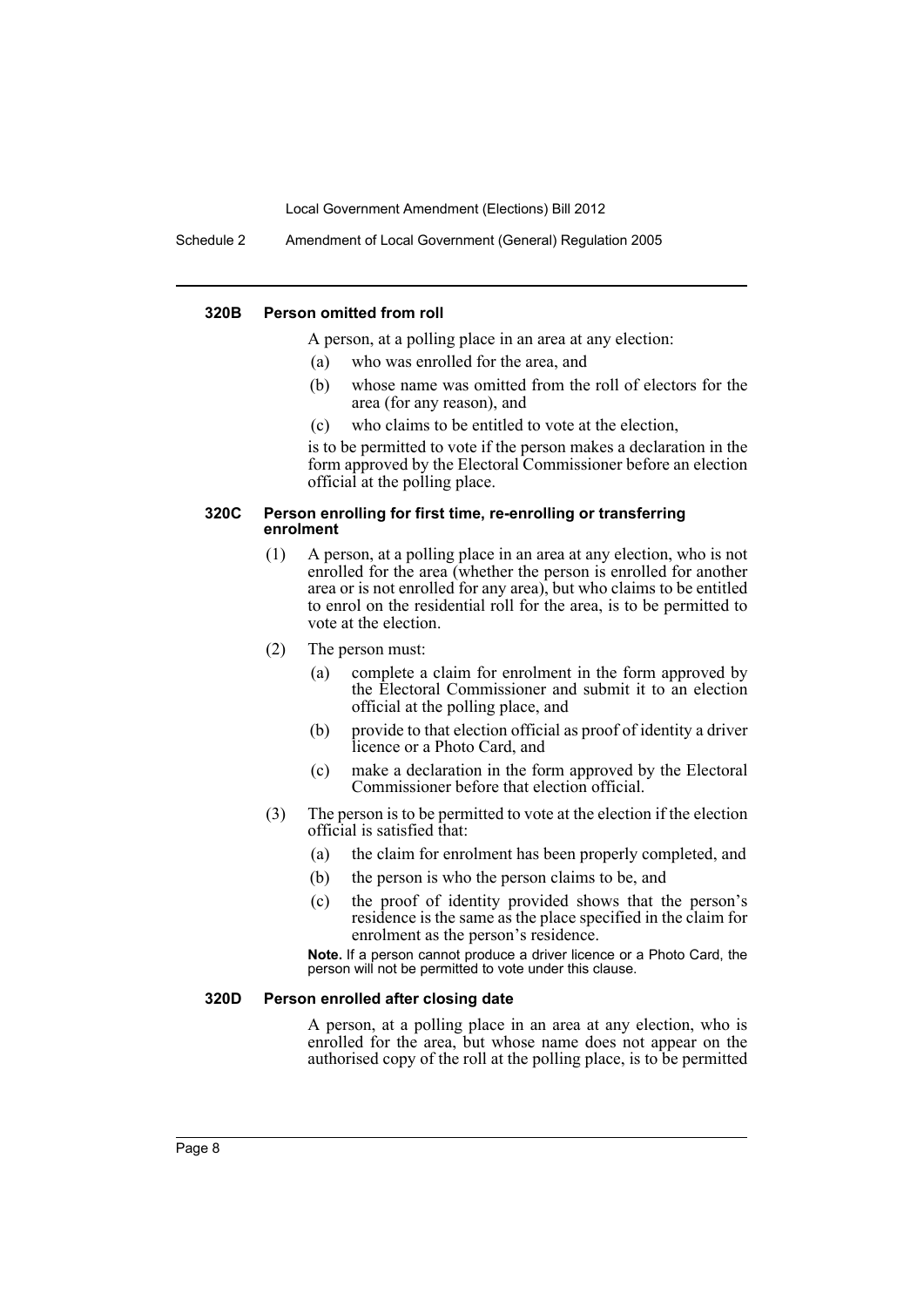#### 320B Person omitted from roll

A person, at a polling place in an area at any election:

(a) who was enrolled for the area, and

(b) whose name was omitted from the roll of electors for the area (for any reason), and

(c) who claims to be entitled to vote at the election,

is to be permitted to vote if the person makes a declaration in the form approved by the Electoral Commissioner before an election official at the polling place.

#### 320C Person enrolling for first time, re-enrolling or transferring enrolment

(1) A person, at a polling place in an area at any election, who is not enrolled for the area (whether the person is enrolled for another area or is not enrolled for any area), but who claims to be entitled to enrol on the residential roll for the area, is to be permitted to vote at the election.

(2) The person must:

(a) complete a claim for enrolment in the form approved by the Electoral Commissioner and submit it to an election official at the polling place, and

(b) provide to that election official as proof of identity a driver licence or a Photo Card, and

(c) make a declaration in the form approved by the Electoral Commissioner before that election official.

(3) The person is to be permitted to vote at the election if the election official is satisfied that:

(a) the claim for enrolment has been properly completed, and

(b) the person is who the person claims to be, and

(c) the proof of identity provided shows that the person's residence is the same as the place specified in the claim for enrolment as the person's residence.

**Note.** If a person cannot produce a driver licence or a Photo Card, the person will not be permitted to vote under this clause.

#### 320D Person enrolled after closing date

A person, at a polling place in an area at any election, who is enrolled for the area, but whose name does not appear on the authorised copy of the roll at the polling place, is to be permitted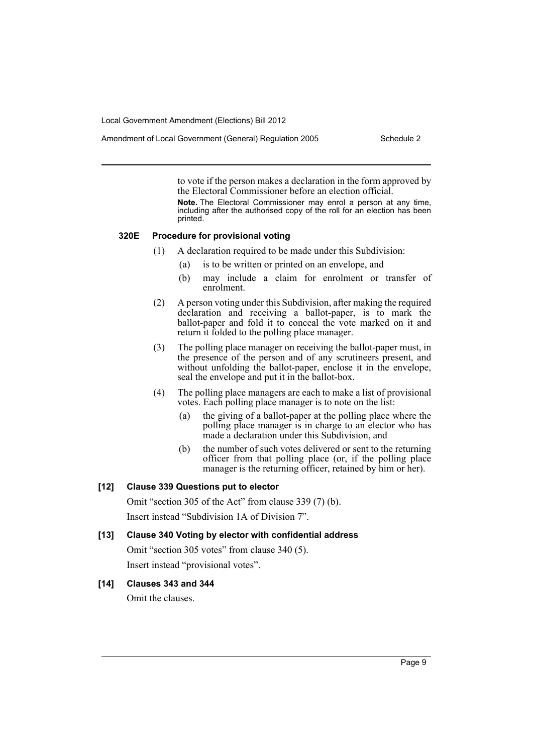to vote if the person makes a declaration in the form approved by the Electoral Commissioner before an election official.

**Note.** The Electoral Commissioner may enrol a person at any time, including after the authorised copy of the roll for an election has been printed.

### 320E Procedure for provisional voting

(1) A declaration required to be made under this Subdivision:

(a) is to be written or printed on an envelope, and

(b) may include a claim for enrolment or transfer of enrolment.

(2) A person voting under this Subdivision, after making the required declaration and receiving a ballot-paper, is to mark the ballot-paper and fold it to conceal the vote marked on it and return it folded to the polling place manager.

(3) The polling place manager on receiving the ballot-paper must, in the presence of the person and of any scrutineers present, and without unfolding the ballot-paper, enclose it in the envelope, seal the envelope and put it in the ballot-box.

(4) The polling place managers are each to make a list of provisional votes. Each polling place manager is to note on the list:

(a) the giving of a ballot-paper at the polling place where the polling place manager is in charge to an elector who has made a declaration under this Subdivision, and

(b) the number of such votes delivered or sent to the returning officer from that polling place (or, if the polling place manager is the returning officer, retained by him or her).

### [12] Clause 339 Questions put to elector

Omit "section 305 of the Act" from clause 339 (7) (b).

Insert instead "Subdivision 1A of Division 7".

### [13] Clause 340 Voting by elector with confidential address

Omit "section 305 votes" from clause 340 (5).

Insert instead "provisional votes".

### [14] Clauses 343 and 344

Omit the clauses.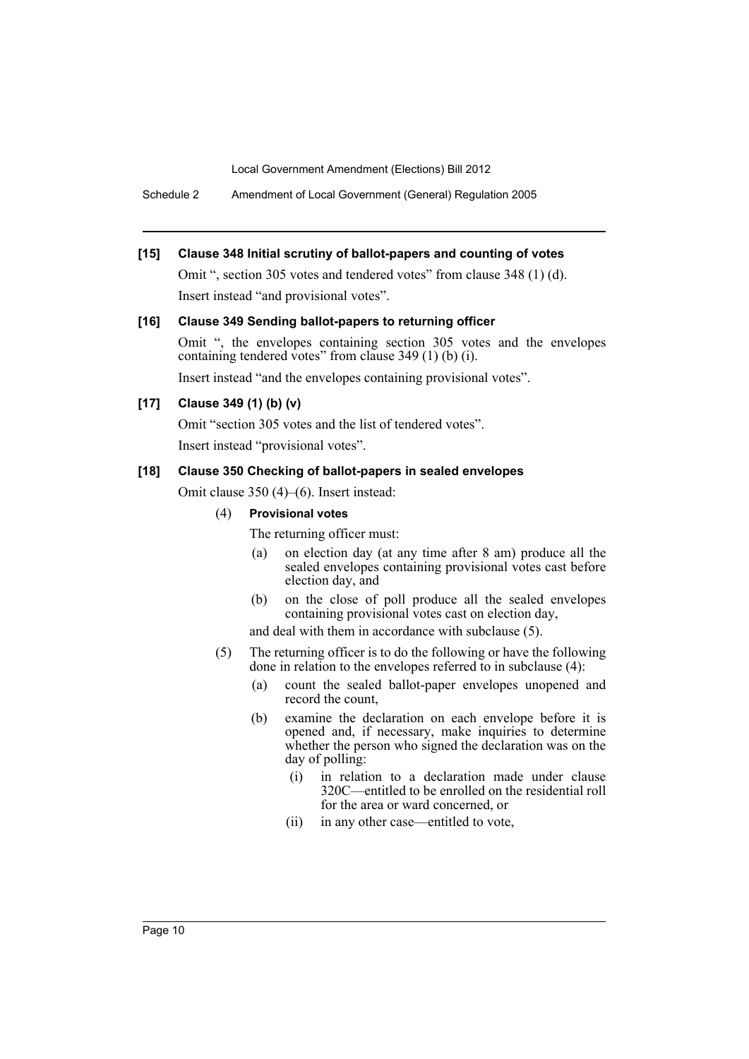**[15] Clause 348 Initial scrutiny of ballot-papers and counting of votes**

Omit ", section 305 votes and tendered votes" from clause 348 (1) (d).

Insert instead "and provisional votes".

**[16] Clause 349 Sending ballot-papers to returning officer**

Omit ", the envelopes containing section 305 votes and the envelopes containing tendered votes" from clause 349 (1) (b) (i).

Insert instead "and the envelopes containing provisional votes".

**[17] Clause 349 (1) (b) (v)**

Omit "section 305 votes and the list of tendered votes".

Insert instead "provisional votes".

**[18] Clause 350 Checking of ballot-papers in sealed envelopes**

Omit clause 350 (4)–(6). Insert instead:

(4) **Provisional votes**

The returning officer must:

- (a) on election day (at any time after 8 am) produce all the sealed envelopes containing provisional votes cast before election day, and
- (b) on the close of poll produce all the sealed envelopes containing provisional votes cast on election day,

and deal with them in accordance with subclause (5).

(5) The returning officer is to do the following or have the following done in relation to the envelopes referred to in subclause (4):

- (a) count the sealed ballot-paper envelopes unopened and record the count,
- (b) examine the declaration on each envelope before it is opened and, if necessary, make inquiries to determine whether the person who signed the declaration was on the day of polling:
  - (i) in relation to a declaration made under clause 320C—entitled to be enrolled on the residential roll for the area or ward concerned, or
  - (ii) in any other case—entitled to vote,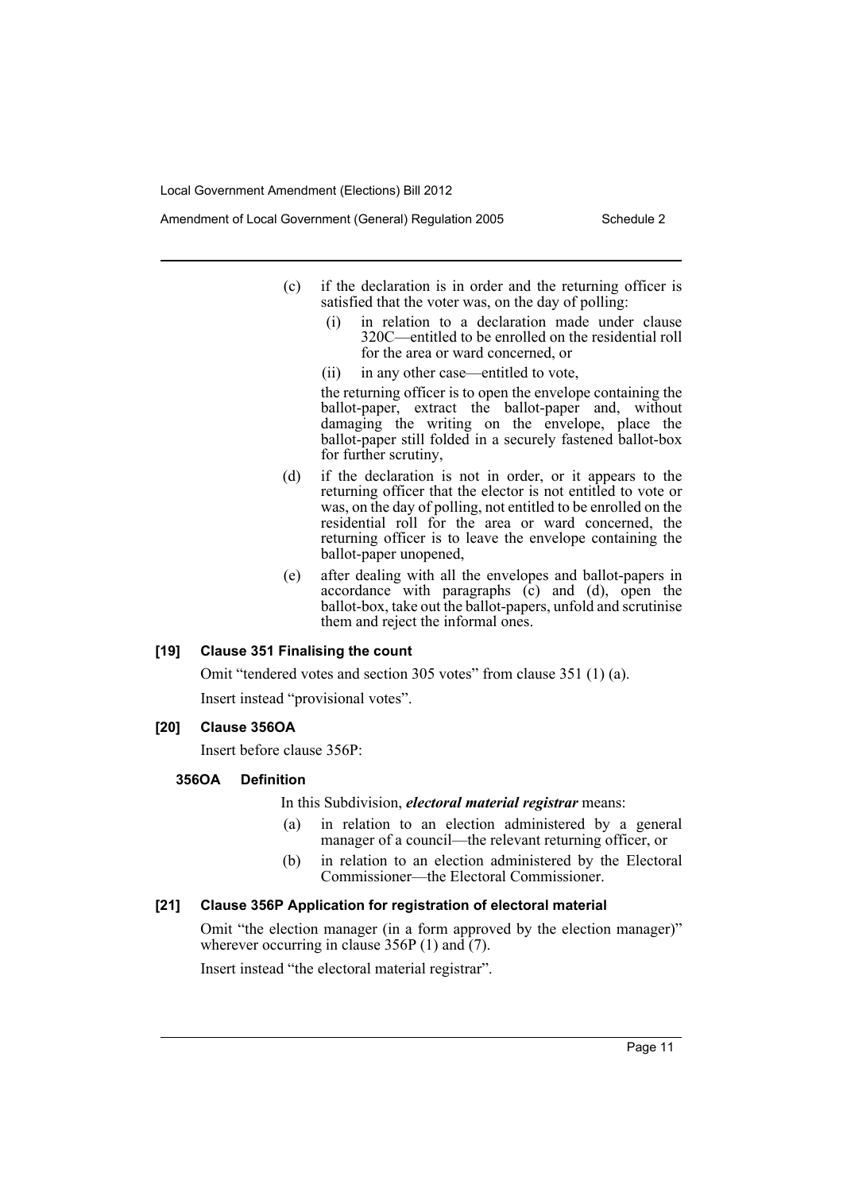(c) if the declaration is in order and the returning officer is satisfied that the voter was, on the day of polling:

(i) in relation to a declaration made under clause 320C—entitled to be enrolled on the residential roll for the area or ward concerned, or

(ii) in any other case—entitled to vote,

the returning officer is to open the envelope containing the ballot-paper, extract the ballot-paper and, without damaging the writing on the envelope, place the ballot-paper still folded in a securely fastened ballot-box for further scrutiny,

(d) if the declaration is not in order, or it appears to the returning officer that the elector is not entitled to vote or was, on the day of polling, not entitled to be enrolled on the residential roll for the area or ward concerned, the returning officer is to leave the envelope containing the ballot-paper unopened,

(e) after dealing with all the envelopes and ballot-papers in accordance with paragraphs (c) and (d), open the ballot-box, take out the ballot-papers, unfold and scrutinise them and reject the informal ones.

#### [19] Clause 351 Finalising the count

Omit "tendered votes and section 305 votes" from clause 351 (1) (a).

Insert instead "provisional votes".

#### [20] Clause 356OA

Insert before clause 356P:

**356OA Definition**

In this Subdivision, ***electoral material registrar*** means:

(a) in relation to an election administered by a general manager of a council—the relevant returning officer, or

(b) in relation to an election administered by the Electoral Commissioner—the Electoral Commissioner.

#### [21] Clause 356P Application for registration of electoral material

Omit "the election manager (in a form approved by the election manager)" wherever occurring in clause 356P (1) and (7).

Insert instead "the electoral material registrar".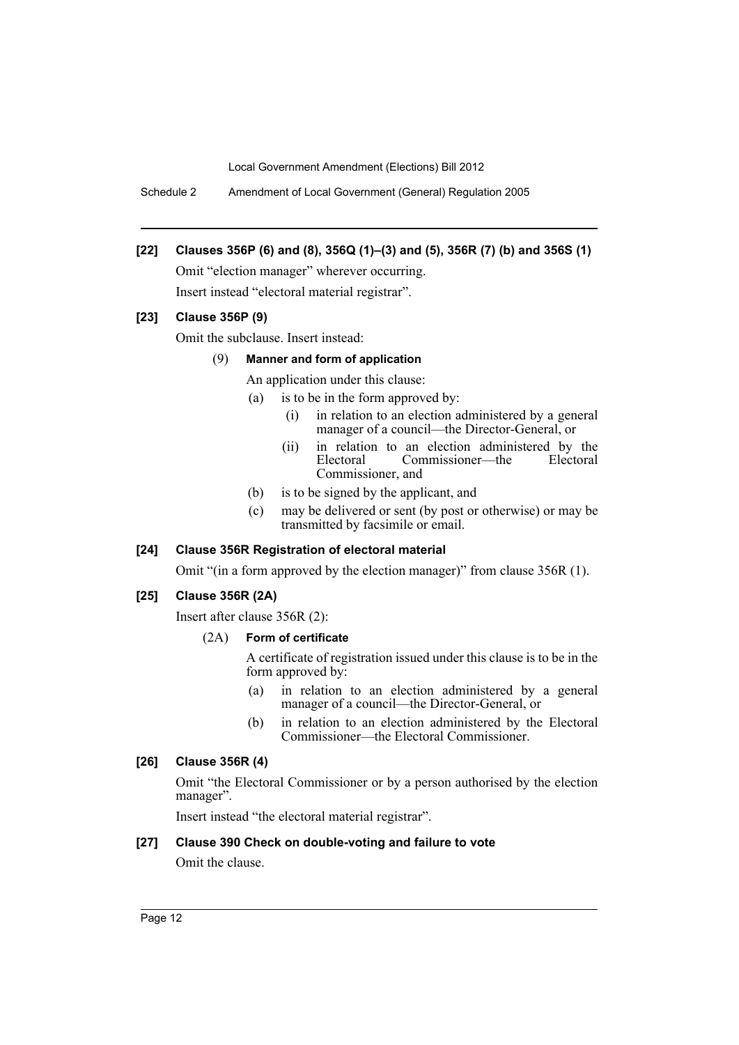**[22] Clauses 356P (6) and (8), 356Q (1)–(3) and (5), 356R (7) (b) and 356S (1)**

Omit "election manager" wherever occurring.

Insert instead "electoral material registrar".

**[23] Clause 356P (9)**

Omit the subclause. Insert instead:

(9) **Manner and form of application**

An application under this clause:

- (a) is to be in the form approved by:
  - (i) in relation to an election administered by a general manager of a council—the Director-General, or
  - (ii) in relation to an election administered by the Electoral Commissioner—the Electoral Commissioner, and
- (b) is to be signed by the applicant, and
- (c) may be delivered or sent (by post or otherwise) or may be transmitted by facsimile or email.

**[24] Clause 356R Registration of electoral material**

Omit "(in a form approved by the election manager)" from clause 356R (1).

**[25] Clause 356R (2A)**

Insert after clause 356R (2):

(2A) **Form of certificate**

A certificate of registration issued under this clause is to be in the form approved by:

- (a) in relation to an election administered by a general manager of a council—the Director-General, or
- (b) in relation to an election administered by the Electoral Commissioner—the Electoral Commissioner.

**[26] Clause 356R (4)**

Omit "the Electoral Commissioner or by a person authorised by the election manager".

Insert instead "the electoral material registrar".

**[27] Clause 390 Check on double-voting and failure to vote**

Omit the clause.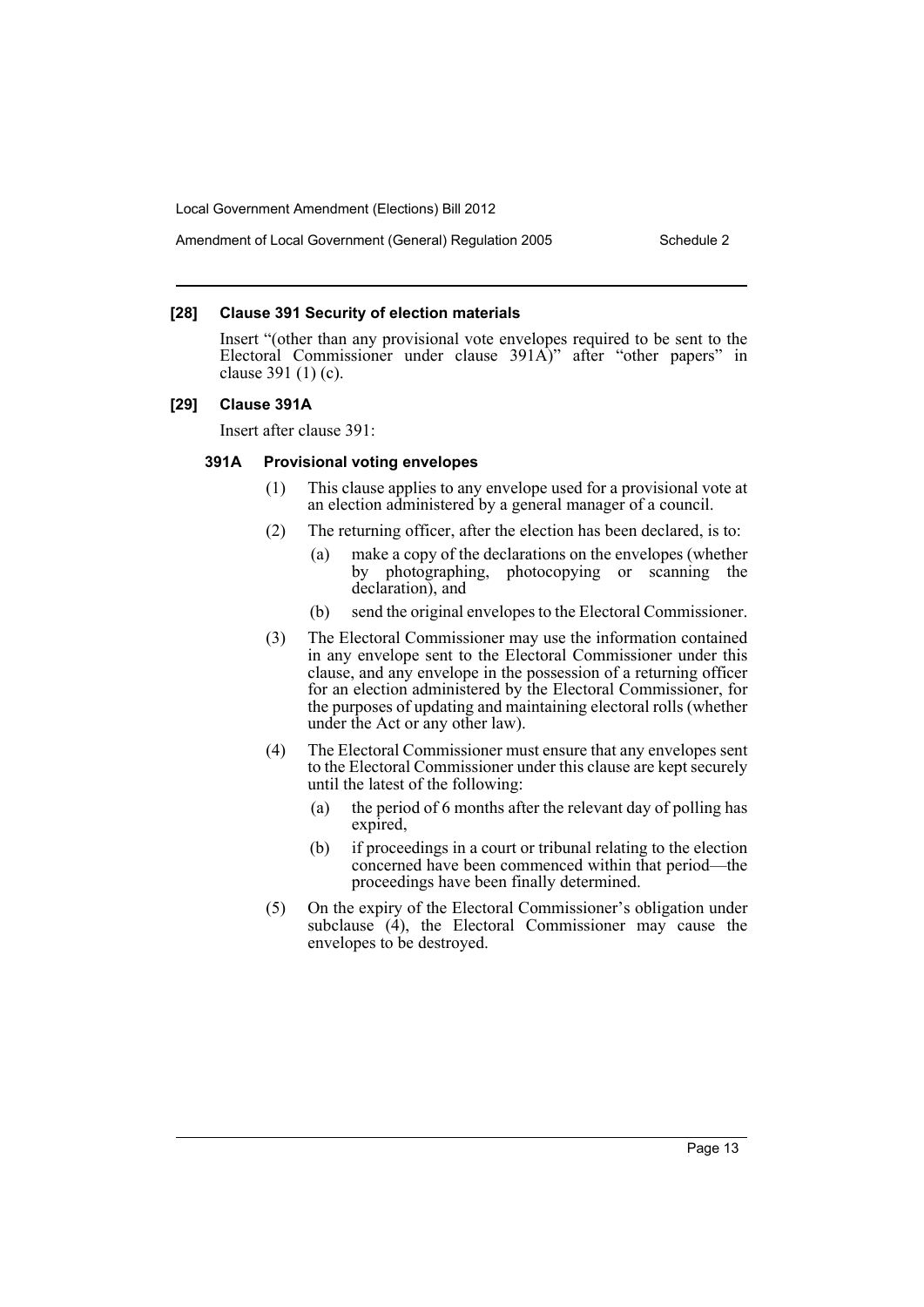**[28] Clause 391 Security of election materials**

Insert "(other than any provisional vote envelopes required to be sent to the Electoral Commissioner under clause 391A)" after "other papers" in clause 391 (1) (c).

**[29] Clause 391A**

Insert after clause 391:

**391A Provisional voting envelopes**

(1) This clause applies to any envelope used for a provisional vote at an election administered by a general manager of a council.

(2) The returning officer, after the election has been declared, is to:

(a) make a copy of the declarations on the envelopes (whether by photographing, photocopying or scanning the declaration), and

(b) send the original envelopes to the Electoral Commissioner.

(3) The Electoral Commissioner may use the information contained in any envelope sent to the Electoral Commissioner under this clause, and any envelope in the possession of a returning officer for an election administered by the Electoral Commissioner, for the purposes of updating and maintaining electoral rolls (whether under the Act or any other law).

(4) The Electoral Commissioner must ensure that any envelopes sent to the Electoral Commissioner under this clause are kept securely until the latest of the following:

(a) the period of 6 months after the relevant day of polling has expired,

(b) if proceedings in a court or tribunal relating to the election concerned have been commenced within that period—the proceedings have been finally determined.

(5) On the expiry of the Electoral Commissioner's obligation under subclause (4), the Electoral Commissioner may cause the envelopes to be destroyed.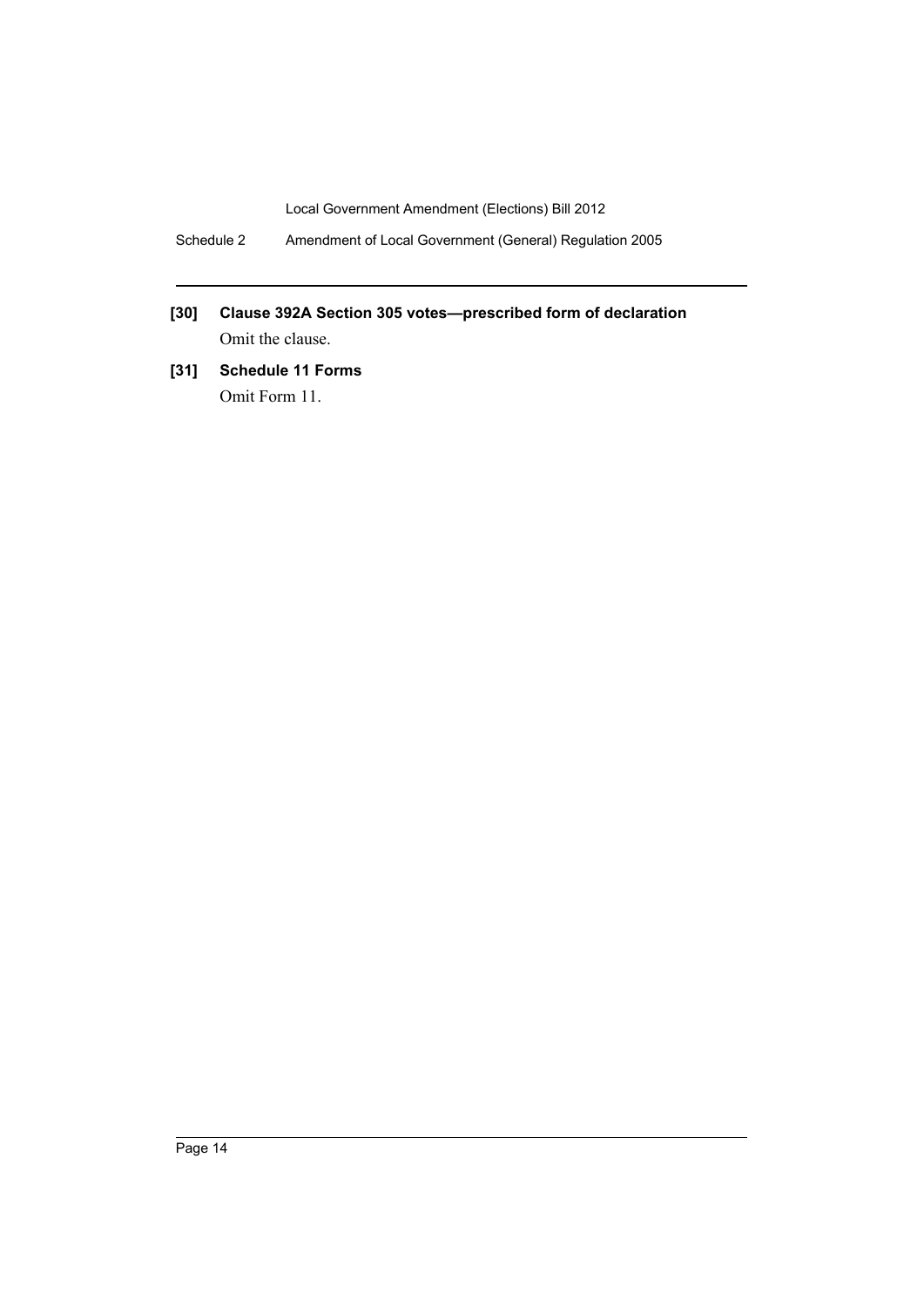**[30] Clause 392A Section 305 votes—prescribed form of declaration**

Omit the clause.

**[31] Schedule 11 Forms**

Omit Form 11.